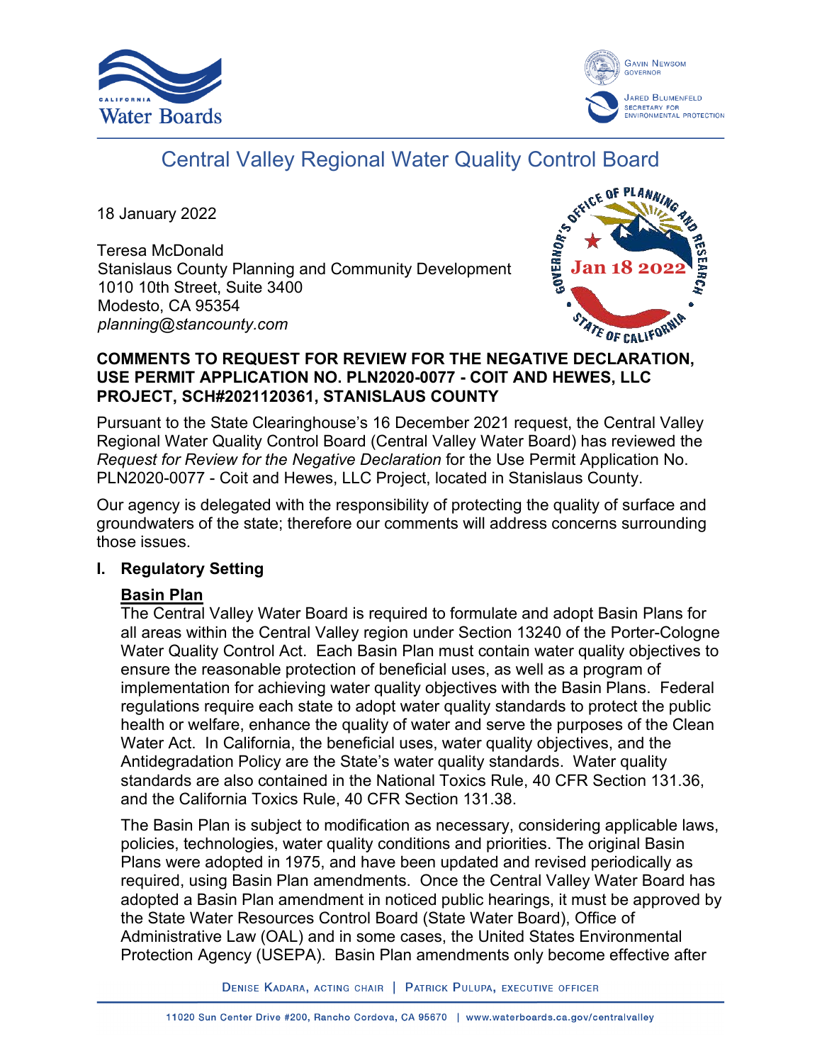# Central Valley Regional Water Quality Control Board

18 January 2022

Teresa McDonald
Stanislaus County Planning and Community Development
1010 10th Street, Suite 3400
Modesto, CA 95354
*planning@stancounty.com*

**COMMENTS TO REQUEST FOR REVIEW FOR THE NEGATIVE DECLARATION, USE PERMIT APPLICATION NO. PLN2020-0077 - COIT AND HEWES, LLC PROJECT, SCH#2021120361, STANISLAUS COUNTY**

Pursuant to the State Clearinghouse's 16 December 2021 request, the Central Valley Regional Water Quality Control Board (Central Valley Water Board) has reviewed the *Request for Review for the Negative Declaration* for the Use Permit Application No. PLN2020-0077 - Coit and Hewes, LLC Project, located in Stanislaus County.

Our agency is delegated with the responsibility of protecting the quality of surface and groundwaters of the state; therefore our comments will address concerns surrounding those issues.

## I. Regulatory Setting

### Basin Plan

The Central Valley Water Board is required to formulate and adopt Basin Plans for all areas within the Central Valley region under Section 13240 of the Porter-Cologne Water Quality Control Act. Each Basin Plan must contain water quality objectives to ensure the reasonable protection of beneficial uses, as well as a program of implementation for achieving water quality objectives with the Basin Plans. Federal regulations require each state to adopt water quality standards to protect the public health or welfare, enhance the quality of water and serve the purposes of the Clean Water Act. In California, the beneficial uses, water quality objectives, and the Antidegradation Policy are the State's water quality standards. Water quality standards are also contained in the National Toxics Rule, 40 CFR Section 131.36, and the California Toxics Rule, 40 CFR Section 131.38.

The Basin Plan is subject to modification as necessary, considering applicable laws, policies, technologies, water quality conditions and priorities. The original Basin Plans were adopted in 1975, and have been updated and revised periodically as required, using Basin Plan amendments. Once the Central Valley Water Board has adopted a Basin Plan amendment in noticed public hearings, it must be approved by the State Water Resources Control Board (State Water Board), Office of Administrative Law (OAL) and in some cases, the United States Environmental Protection Agency (USEPA). Basin Plan amendments only become effective after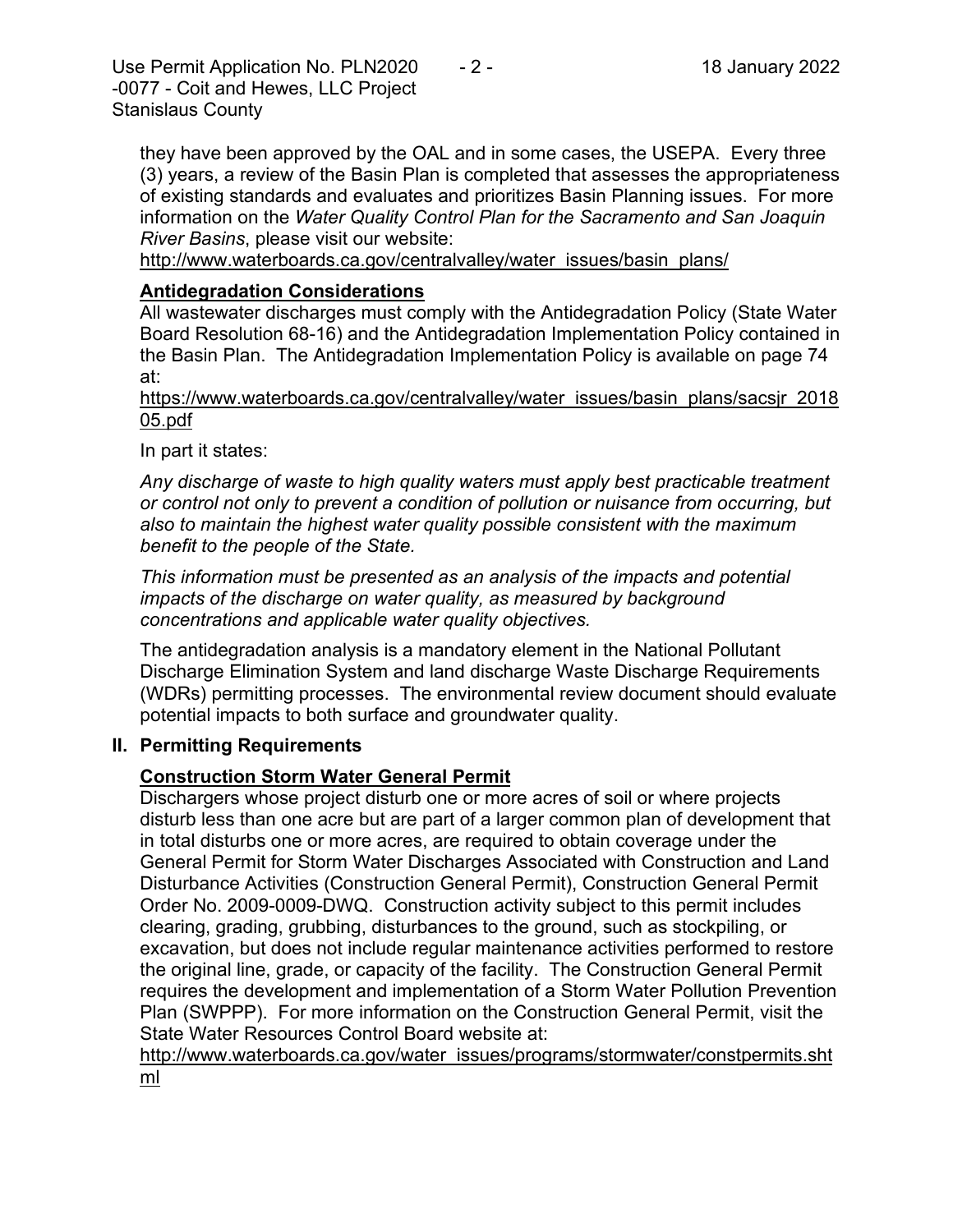they have been approved by the OAL and in some cases, the USEPA. Every three (3) years, a review of the Basin Plan is completed that assesses the appropriateness of existing standards and evaluates and prioritizes Basin Planning issues. For more information on the *Water Quality Control Plan for the Sacramento and San Joaquin River Basins*, please visit our website:
http://www.waterboards.ca.gov/centralvalley/water_issues/basin_plans/

**Antidegradation Considerations**

All wastewater discharges must comply with the Antidegradation Policy (State Water Board Resolution 68-16) and the Antidegradation Implementation Policy contained in the Basin Plan. The Antidegradation Implementation Policy is available on page 74 at:
https://www.waterboards.ca.gov/centralvalley/water_issues/basin_plans/sacsjr_201805.pdf

In part it states:

*Any discharge of waste to high quality waters must apply best practicable treatment or control not only to prevent a condition of pollution or nuisance from occurring, but also to maintain the highest water quality possible consistent with the maximum benefit to the people of the State.*

*This information must be presented as an analysis of the impacts and potential impacts of the discharge on water quality, as measured by background concentrations and applicable water quality objectives.*

The antidegradation analysis is a mandatory element in the National Pollutant Discharge Elimination System and land discharge Waste Discharge Requirements (WDRs) permitting processes. The environmental review document should evaluate potential impacts to both surface and groundwater quality.

## II. Permitting Requirements

**Construction Storm Water General Permit**

Dischargers whose project disturb one or more acres of soil or where projects disturb less than one acre but are part of a larger common plan of development that in total disturbs one or more acres, are required to obtain coverage under the General Permit for Storm Water Discharges Associated with Construction and Land Disturbance Activities (Construction General Permit), Construction General Permit Order No. 2009-0009-DWQ. Construction activity subject to this permit includes clearing, grading, grubbing, disturbances to the ground, such as stockpiling, or excavation, but does not include regular maintenance activities performed to restore the original line, grade, or capacity of the facility. The Construction General Permit requires the development and implementation of a Storm Water Pollution Prevention Plan (SWPPP). For more information on the Construction General Permit, visit the State Water Resources Control Board website at:
http://www.waterboards.ca.gov/water_issues/programs/stormwater/constpermits.shtml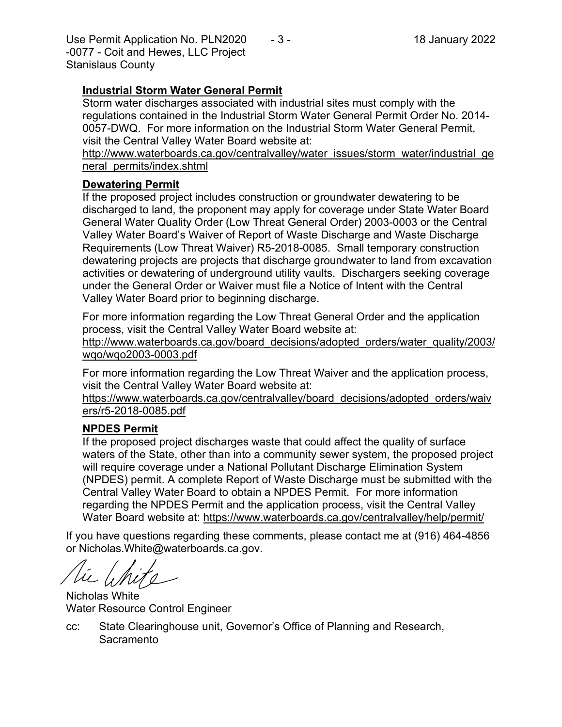### Industrial Storm Water General Permit

Storm water discharges associated with industrial sites must comply with the regulations contained in the Industrial Storm Water General Permit Order No. 2014-0057-DWQ. For more information on the Industrial Storm Water General Permit, visit the Central Valley Water Board website at:
http://www.waterboards.ca.gov/centralvalley/water_issues/storm_water/industrial_general_permits/index.shtml

### Dewatering Permit

If the proposed project includes construction or groundwater dewatering to be discharged to land, the proponent may apply for coverage under State Water Board General Water Quality Order (Low Threat General Order) 2003-0003 or the Central Valley Water Board's Waiver of Report of Waste Discharge and Waste Discharge Requirements (Low Threat Waiver) R5-2018-0085. Small temporary construction dewatering projects are projects that discharge groundwater to land from excavation activities or dewatering of underground utility vaults. Dischargers seeking coverage under the General Order or Waiver must file a Notice of Intent with the Central Valley Water Board prior to beginning discharge.

For more information regarding the Low Threat General Order and the application process, visit the Central Valley Water Board website at:
http://www.waterboards.ca.gov/board_decisions/adopted_orders/water_quality/2003/wqo/wqo2003-0003.pdf

For more information regarding the Low Threat Waiver and the application process, visit the Central Valley Water Board website at:
https://www.waterboards.ca.gov/centralvalley/board_decisions/adopted_orders/waivers/r5-2018-0085.pdf

### NPDES Permit

If the proposed project discharges waste that could affect the quality of surface waters of the State, other than into a community sewer system, the proposed project will require coverage under a National Pollutant Discharge Elimination System (NPDES) permit. A complete Report of Waste Discharge must be submitted with the Central Valley Water Board to obtain a NPDES Permit. For more information regarding the NPDES Permit and the application process, visit the Central Valley Water Board website at: https://www.waterboards.ca.gov/centralvalley/help/permit/

If you have questions regarding these comments, please contact me at (916) 464-4856 or Nicholas.White@waterboards.ca.gov.

Nicholas White
Water Resource Control Engineer

cc: State Clearinghouse unit, Governor's Office of Planning and Research, Sacramento